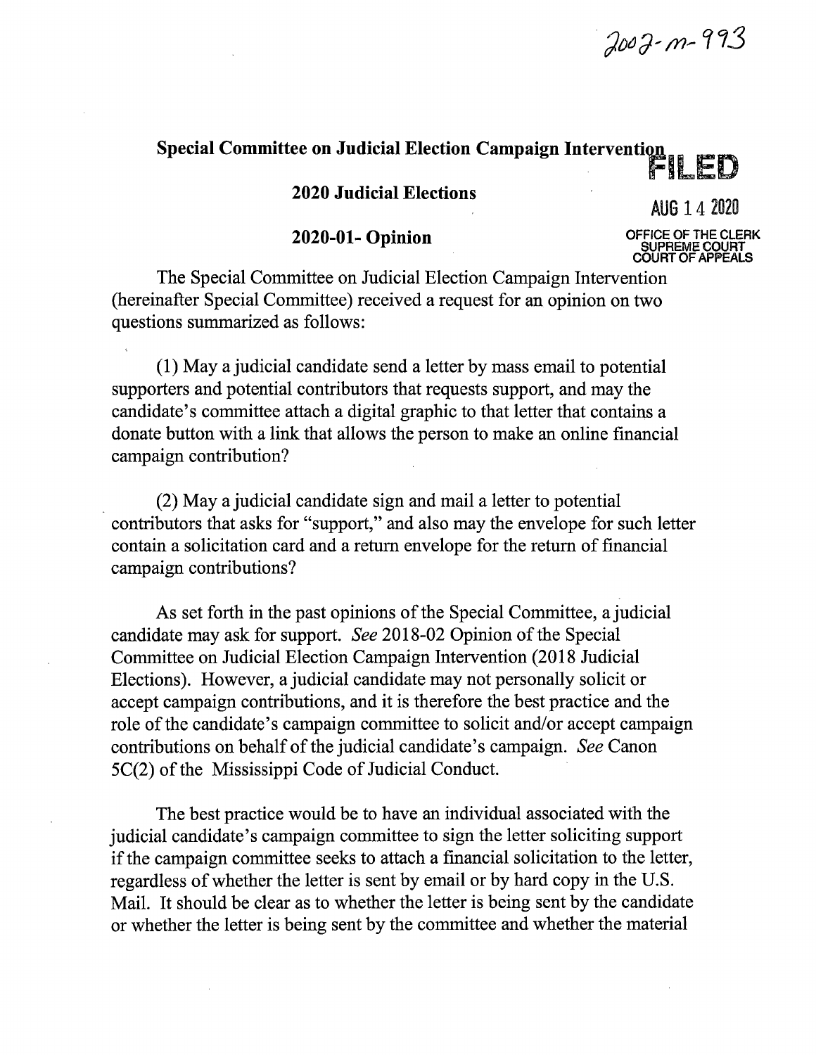2002-M-993

**Special Committee on Judicial Election Campaign Intervention**

**2020 Judicial Elections**

**2020-01- Opinion**

FILED

AUG 14 2020

OFFICE OF THE CLERK
SUPREME COURT
COURT OF APPEALS

The Special Committee on Judicial Election Campaign Intervention (hereinafter Special Committee) received a request for an opinion on two questions summarized as follows:

(1) May a judicial candidate send a letter by mass email to potential supporters and potential contributors that requests support, and may the candidate's committee attach a digital graphic to that letter that contains a donate button with a link that allows the person to make an online financial campaign contribution?

(2) May a judicial candidate sign and mail a letter to potential contributors that asks for "support," and also may the envelope for such letter contain a solicitation card and a return envelope for the return of financial campaign contributions?

As set forth in the past opinions of the Special Committee, a judicial candidate may ask for support. *See* 2018-02 Opinion of the Special Committee on Judicial Election Campaign Intervention (2018 Judicial Elections). However, a judicial candidate may not personally solicit or accept campaign contributions, and it is therefore the best practice and the role of the candidate's campaign committee to solicit and/or accept campaign contributions on behalf of the judicial candidate's campaign. *See* Canon 5C(2) of the Mississippi Code of Judicial Conduct.

The best practice would be to have an individual associated with the judicial candidate's campaign committee to sign the letter soliciting support if the campaign committee seeks to attach a financial solicitation to the letter, regardless of whether the letter is sent by email or by hard copy in the U.S. Mail. It should be clear as to whether the letter is being sent by the candidate or whether the letter is being sent by the committee and whether the material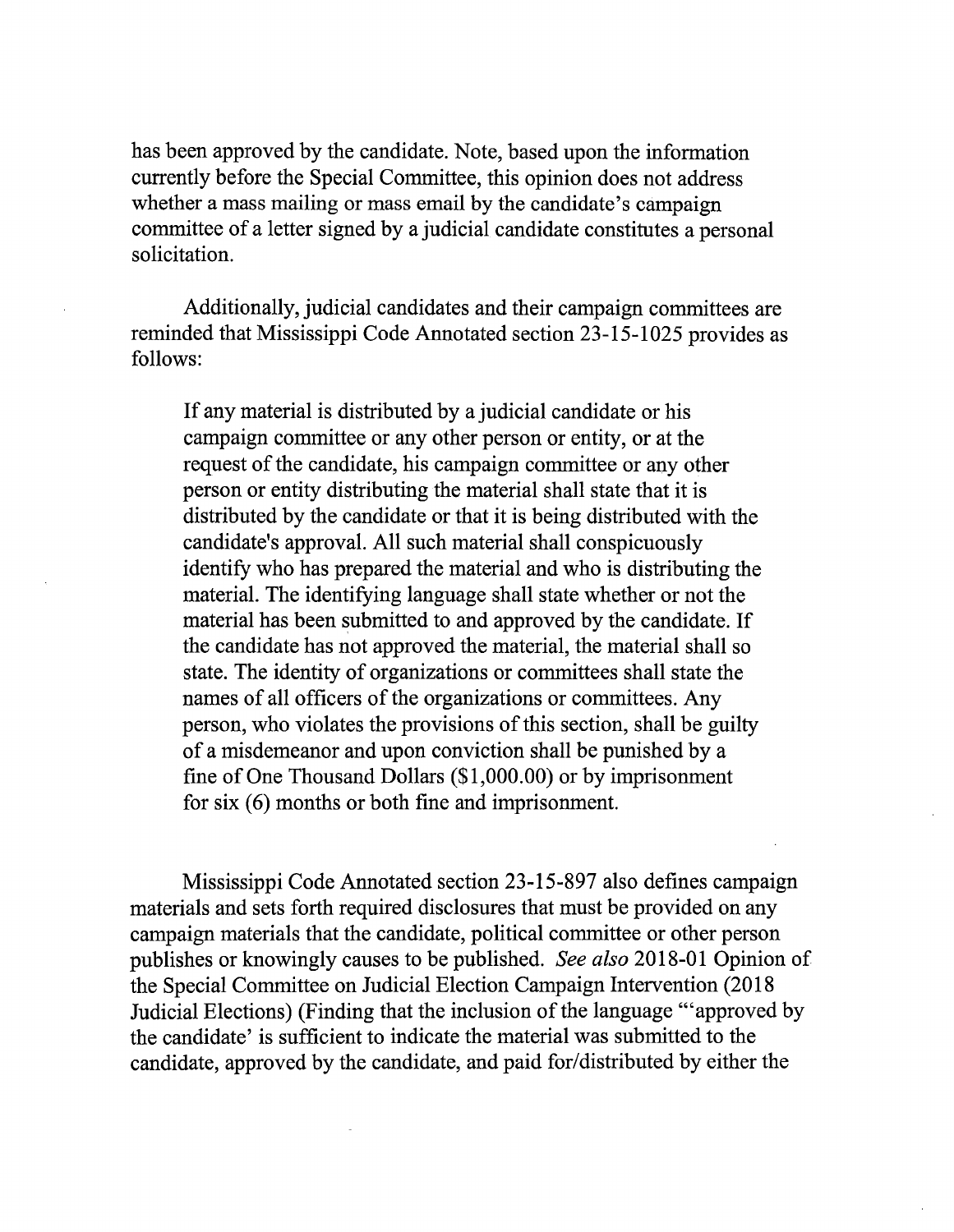has been approved by the candidate. Note, based upon the information currently before the Special Committee, this opinion does not address whether a mass mailing or mass email by the candidate's campaign committee of a letter signed by a judicial candidate constitutes a personal solicitation.

Additionally, judicial candidates and their campaign committees are reminded that Mississippi Code Annotated section 23-15-1025 provides as follows:

> If any material is distributed by a judicial candidate or his campaign committee or any other person or entity, or at the request of the candidate, his campaign committee or any other person or entity distributing the material shall state that it is distributed by the candidate or that it is being distributed with the candidate's approval. All such material shall conspicuously identify who has prepared the material and who is distributing the material. The identifying language shall state whether or not the material has been submitted to and approved by the candidate. If the candidate has not approved the material, the material shall so state. The identity of organizations or committees shall state the names of all officers of the organizations or committees. Any person, who violates the provisions of this section, shall be guilty of a misdemeanor and upon conviction shall be punished by a fine of One Thousand Dollars ($1,000.00) or by imprisonment for six (6) months or both fine and imprisonment.

Mississippi Code Annotated section 23-15-897 also defines campaign materials and sets forth required disclosures that must be provided on any campaign materials that the candidate, political committee or other person publishes or knowingly causes to be published. *See also* 2018-01 Opinion of the Special Committee on Judicial Election Campaign Intervention (2018 Judicial Elections) (Finding that the inclusion of the language "'approved by the candidate' is sufficient to indicate the material was submitted to the candidate, approved by the candidate, and paid for/distributed by either the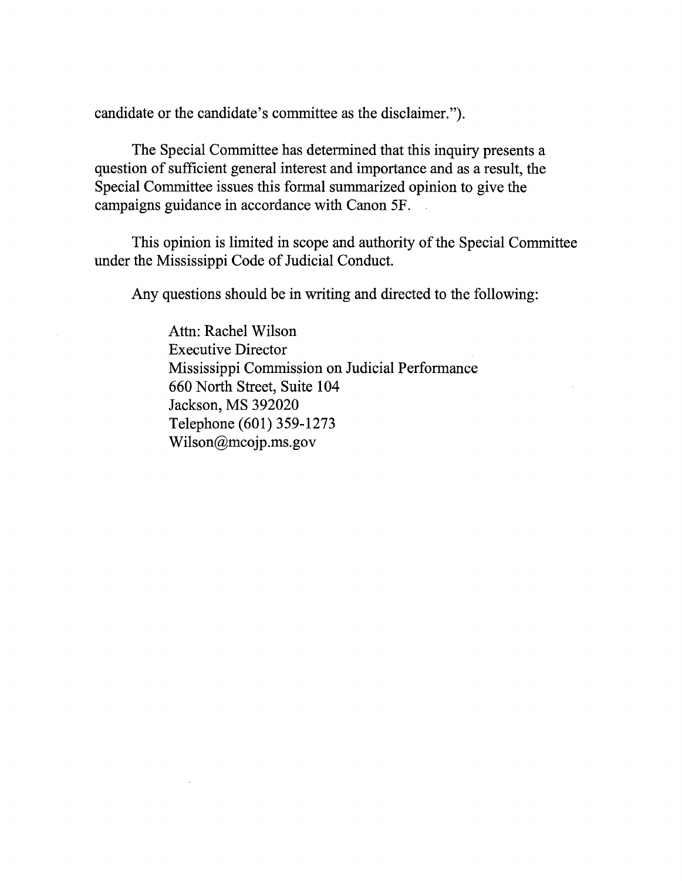candidate or the candidate's committee as the disclaimer.").

The Special Committee has determined that this inquiry presents a question of sufficient general interest and importance and as a result, the Special Committee issues this formal summarized opinion to give the campaigns guidance in accordance with Canon 5F.

This opinion is limited in scope and authority of the Special Committee under the Mississippi Code of Judicial Conduct.

Any questions should be in writing and directed to the following:

Attn: Rachel Wilson
Executive Director
Mississippi Commission on Judicial Performance
660 North Street, Suite 104
Jackson, MS 392020
Telephone (601) 359-1273
Wilson@mcojp.ms.gov